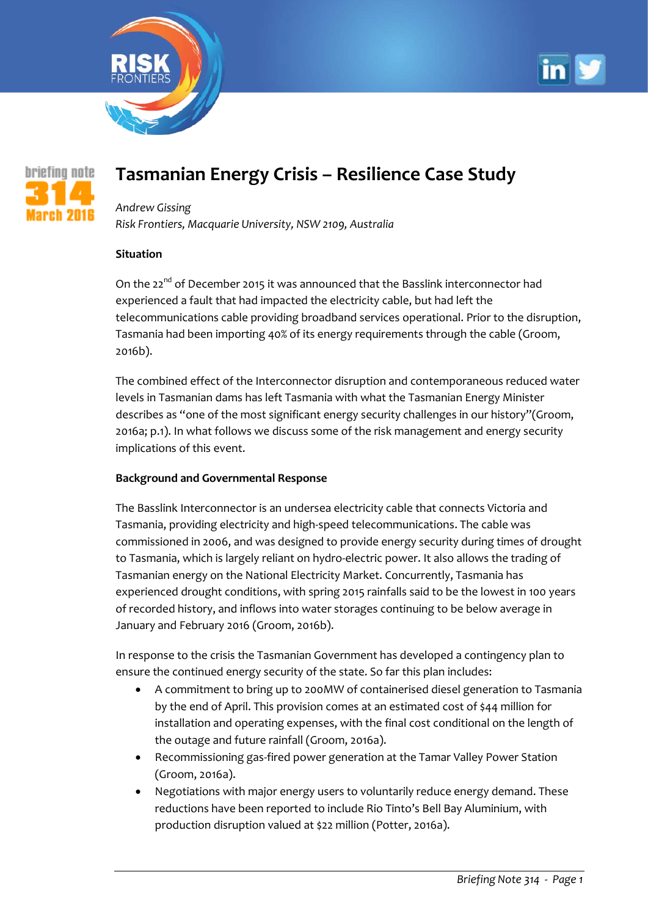briefing note 314 March 2016

# Tasmanian Energy Crisis – Resilience Case Study

*Andrew Gissing*
*Risk Frontiers, Macquarie University, NSW 2109, Australia*

**Situation**

On the 22nd of December 2015 it was announced that the Basslink interconnector had experienced a fault that had impacted the electricity cable, but had left the telecommunications cable providing broadband services operational. Prior to the disruption, Tasmania had been importing 40% of its energy requirements through the cable (Groom, 2016b).

The combined effect of the Interconnector disruption and contemporaneous reduced water levels in Tasmanian dams has left Tasmania with what the Tasmanian Energy Minister describes as "one of the most significant energy security challenges in our history"(Groom, 2016a; p.1). In what follows we discuss some of the risk management and energy security implications of this event.

**Background and Governmental Response**

The Basslink Interconnector is an undersea electricity cable that connects Victoria and Tasmania, providing electricity and high-speed telecommunications. The cable was commissioned in 2006, and was designed to provide energy security during times of drought to Tasmania, which is largely reliant on hydro-electric power. It also allows the trading of Tasmanian energy on the National Electricity Market. Concurrently, Tasmania has experienced drought conditions, with spring 2015 rainfalls said to be the lowest in 100 years of recorded history, and inflows into water storages continuing to be below average in January and February 2016 (Groom, 2016b).

In response to the crisis the Tasmanian Government has developed a contingency plan to ensure the continued energy security of the state. So far this plan includes:

- A commitment to bring up to 200MW of containerised diesel generation to Tasmania by the end of April. This provision comes at an estimated cost of $44 million for installation and operating expenses, with the final cost conditional on the length of the outage and future rainfall (Groom, 2016a).
- Recommissioning gas-fired power generation at the Tamar Valley Power Station (Groom, 2016a).
- Negotiations with major energy users to voluntarily reduce energy demand. These reductions have been reported to include Rio Tinto's Bell Bay Aluminium, with production disruption valued at $22 million (Potter, 2016a).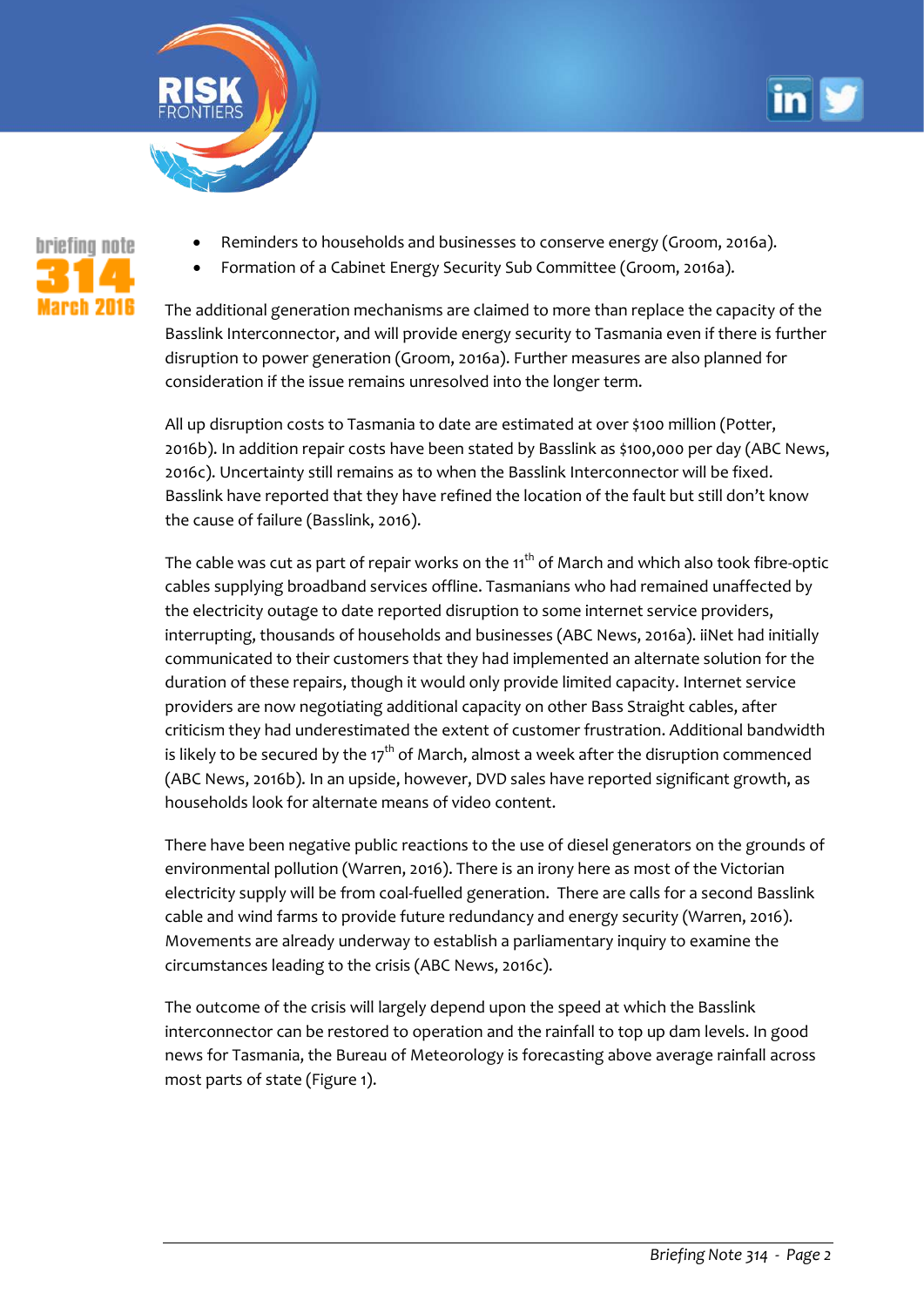- Reminders to households and businesses to conserve energy (Groom, 2016a).
- Formation of a Cabinet Energy Security Sub Committee (Groom, 2016a).

The additional generation mechanisms are claimed to more than replace the capacity of the Basslink Interconnector, and will provide energy security to Tasmania even if there is further disruption to power generation (Groom, 2016a). Further measures are also planned for consideration if the issue remains unresolved into the longer term.

All up disruption costs to Tasmania to date are estimated at over $100 million (Potter, 2016b). In addition repair costs have been stated by Basslink as $100,000 per day (ABC News, 2016c). Uncertainty still remains as to when the Basslink Interconnector will be fixed. Basslink have reported that they have refined the location of the fault but still don't know the cause of failure (Basslink, 2016).

The cable was cut as part of repair works on the 11th of March and which also took fibre-optic cables supplying broadband services offline. Tasmanians who had remained unaffected by the electricity outage to date reported disruption to some internet service providers, interrupting, thousands of households and businesses (ABC News, 2016a). iiNet had initially communicated to their customers that they had implemented an alternate solution for the duration of these repairs, though it would only provide limited capacity. Internet service providers are now negotiating additional capacity on other Bass Straight cables, after criticism they had underestimated the extent of customer frustration. Additional bandwidth is likely to be secured by the 17th of March, almost a week after the disruption commenced (ABC News, 2016b). In an upside, however, DVD sales have reported significant growth, as households look for alternate means of video content.

There have been negative public reactions to the use of diesel generators on the grounds of environmental pollution (Warren, 2016). There is an irony here as most of the Victorian electricity supply will be from coal-fuelled generation. There are calls for a second Basslink cable and wind farms to provide future redundancy and energy security (Warren, 2016). Movements are already underway to establish a parliamentary inquiry to examine the circumstances leading to the crisis (ABC News, 2016c).

The outcome of the crisis will largely depend upon the speed at which the Basslink interconnector can be restored to operation and the rainfall to top up dam levels. In good news for Tasmania, the Bureau of Meteorology is forecasting above average rainfall across most parts of state (Figure 1).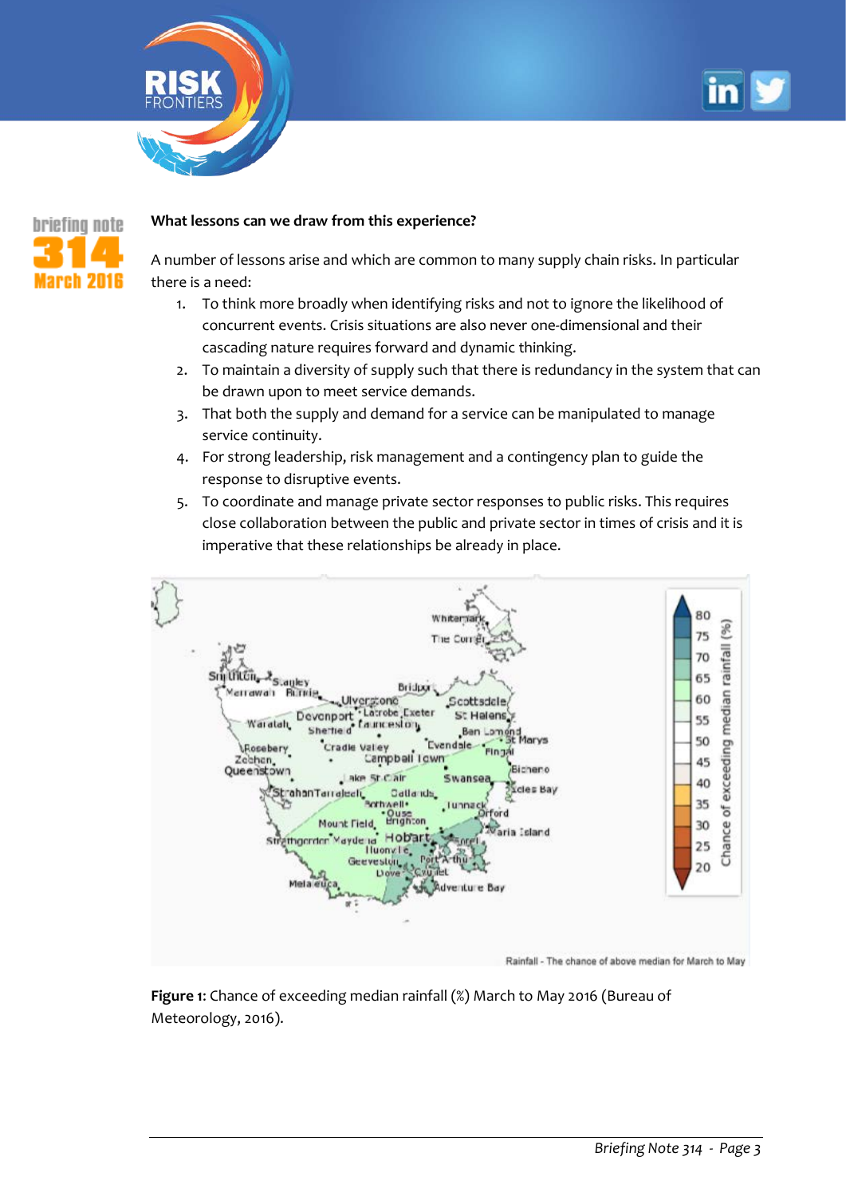**What lessons can we draw from this experience?**

A number of lessons arise and which are common to many supply chain risks. In particular there is a need:

1. To think more broadly when identifying risks and not to ignore the likelihood of concurrent events. Crisis situations are also never one-dimensional and their cascading nature requires forward and dynamic thinking.
2. To maintain a diversity of supply such that there is redundancy in the system that can be drawn upon to meet service demands.
3. That both the supply and demand for a service can be manipulated to manage service continuity.
4. For strong leadership, risk management and a contingency plan to guide the response to disruptive events.
5. To coordinate and manage private sector responses to public risks. This requires close collaboration between the public and private sector in times of crisis and it is imperative that these relationships be already in place.

**Figure 1**: Chance of exceeding median rainfall (%) March to May 2016 (Bureau of Meteorology, 2016).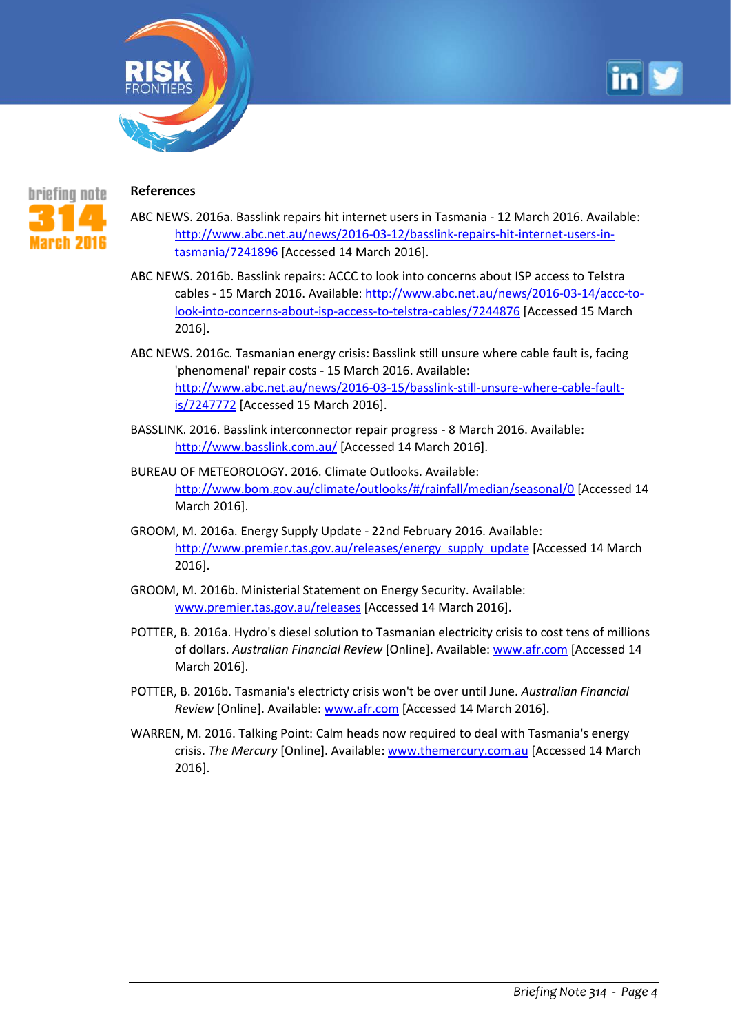## References

ABC NEWS. 2016a. Basslink repairs hit internet users in Tasmania - 12 March 2016. Available: http://www.abc.net.au/news/2016-03-12/basslink-repairs-hit-internet-users-in-tasmania/7241896 [Accessed 14 March 2016].

ABC NEWS. 2016b. Basslink repairs: ACCC to look into concerns about ISP access to Telstra cables - 15 March 2016. Available: http://www.abc.net.au/news/2016-03-14/accc-to-look-into-concerns-about-isp-access-to-telstra-cables/7244876 [Accessed 15 March 2016].

ABC NEWS. 2016c. Tasmanian energy crisis: Basslink still unsure where cable fault is, facing 'phenomenal' repair costs - 15 March 2016. Available: http://www.abc.net.au/news/2016-03-15/basslink-still-unsure-where-cable-fault-is/7247772 [Accessed 15 March 2016].

BASSLINK. 2016. Basslink interconnector repair progress - 8 March 2016. Available: http://www.basslink.com.au/ [Accessed 14 March 2016].

BUREAU OF METEOROLOGY. 2016. Climate Outlooks. Available: http://www.bom.gov.au/climate/outlooks/#/rainfall/median/seasonal/0 [Accessed 14 March 2016].

GROOM, M. 2016a. Energy Supply Update - 22nd February 2016. Available: http://www.premier.tas.gov.au/releases/energy_supply_update [Accessed 14 March 2016].

GROOM, M. 2016b. Ministerial Statement on Energy Security. Available: www.premier.tas.gov.au/releases [Accessed 14 March 2016].

POTTER, B. 2016a. Hydro's diesel solution to Tasmanian electricity crisis to cost tens of millions of dollars. *Australian Financial Review* [Online]. Available: www.afr.com [Accessed 14 March 2016].

POTTER, B. 2016b. Tasmania's electricty crisis won't be over until June. *Australian Financial Review* [Online]. Available: www.afr.com [Accessed 14 March 2016].

WARREN, M. 2016. Talking Point: Calm heads now required to deal with Tasmania's energy crisis. *The Mercury* [Online]. Available: www.themercury.com.au [Accessed 14 March 2016].